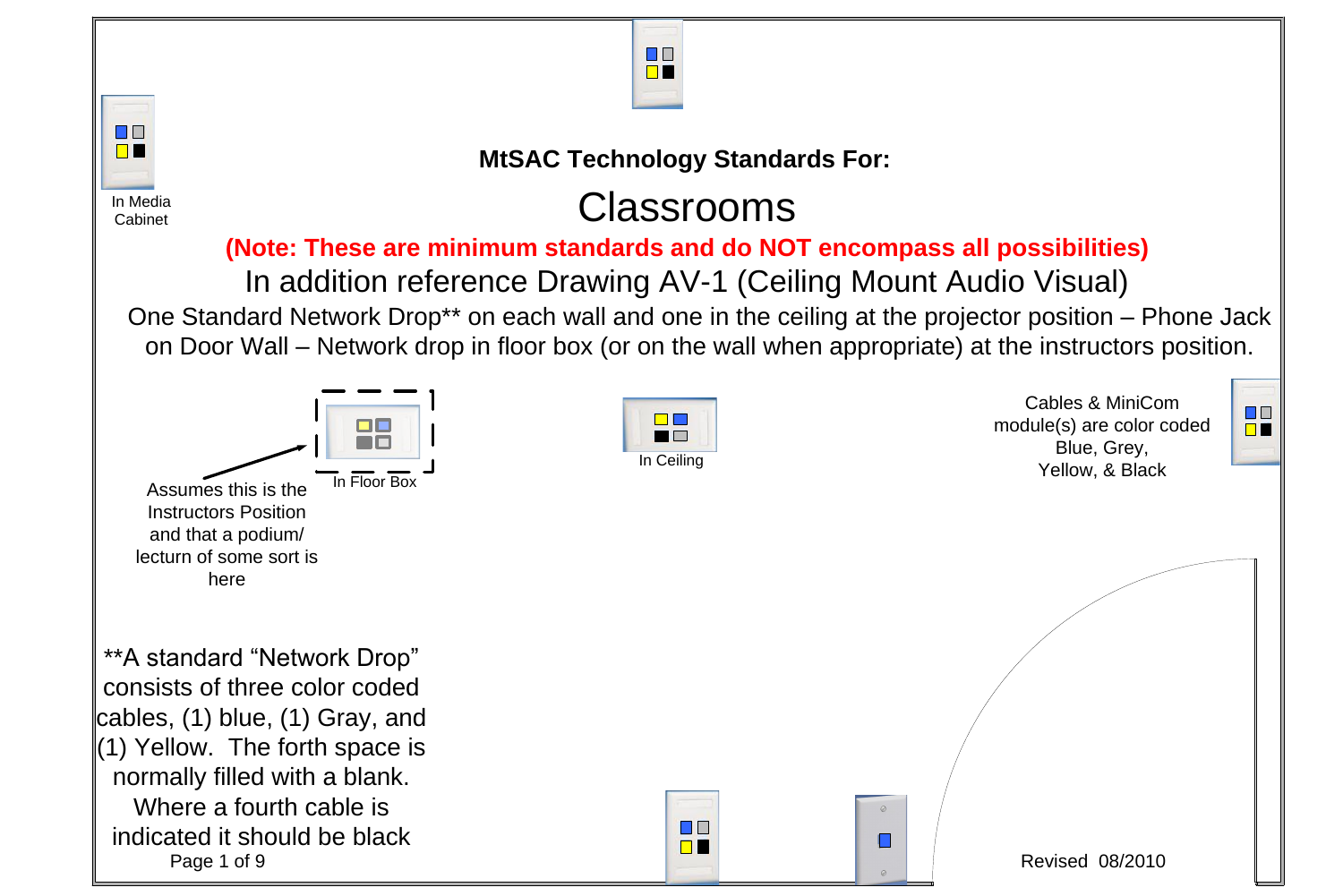In Media Cabinet

**MtSAC Technology Standards For:**

# Classrooms

**(Note: These are minimum standards and do NOT encompass all possibilities)**

In addition reference Drawing AV-1 (Ceiling Mount Audio Visual)

One Standard Network Drop** on each wall and one in the ceiling at the projector position – Phone Jack on Door Wall – Network drop in floor box (or on the wall when appropriate) at the instructors position.

In Floor Box

Assumes this is the Instructors Position and that a podium/ lecturn of some sort is here

In Ceiling

Cables & MiniCom module(s) are color coded Blue, Grey, Yellow, & Black

**A standard "Network Drop" consists of three color coded cables, (1) blue, (1) Gray, and (1) Yellow. The forth space is normally filled with a blank. Where a fourth cable is indicated it should be black

Revised 08/2010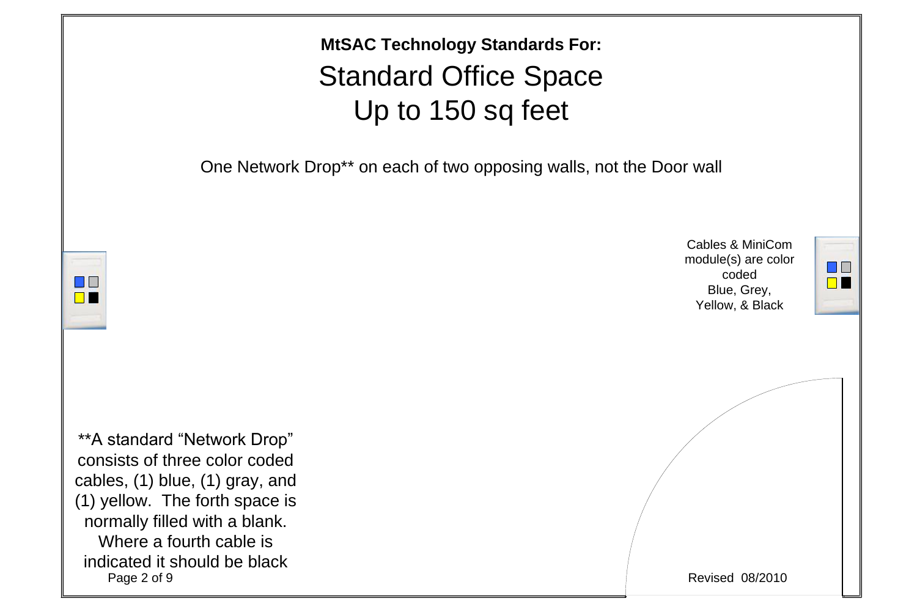**MtSAC Technology Standards For:**

# Standard Office Space Up to 150 sq feet

One Network Drop** on each of two opposing walls, not the Door wall

Cables & MiniCom module(s) are color coded Blue, Grey, Yellow, & Black

**A standard "Network Drop" consists of three color coded cables, (1) blue, (1) gray, and (1) yellow. The forth space is normally filled with a blank. Where a fourth cable is indicated it should be black

Revised 08/2010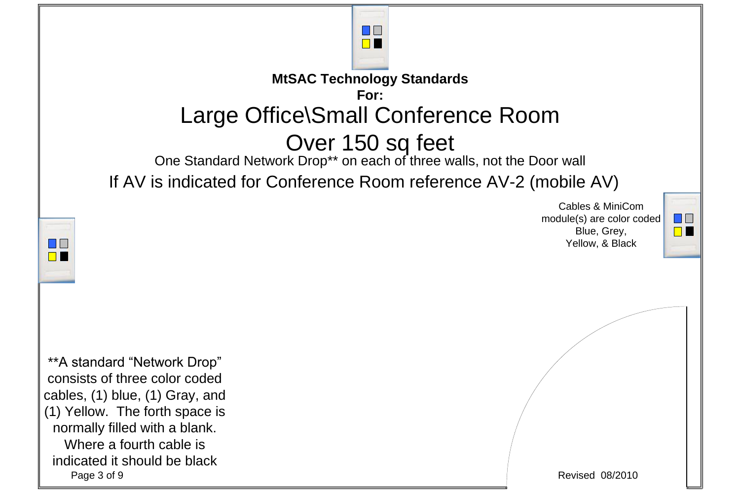**MtSAC Technology Standards**
**For:**

# Large Office\Small Conference Room

# Over 150 sq feet

One Standard Network Drop** on each of three walls, not the Door wall

If AV is indicated for Conference Room reference AV-2 (mobile AV)

Cables & MiniCom module(s) are color coded Blue, Grey, Yellow, & Black

**A standard "Network Drop" consists of three color coded cables, (1) blue, (1) Gray, and (1) Yellow. The forth space is normally filled with a blank. Where a fourth cable is indicated it should be black

Revised 08/2010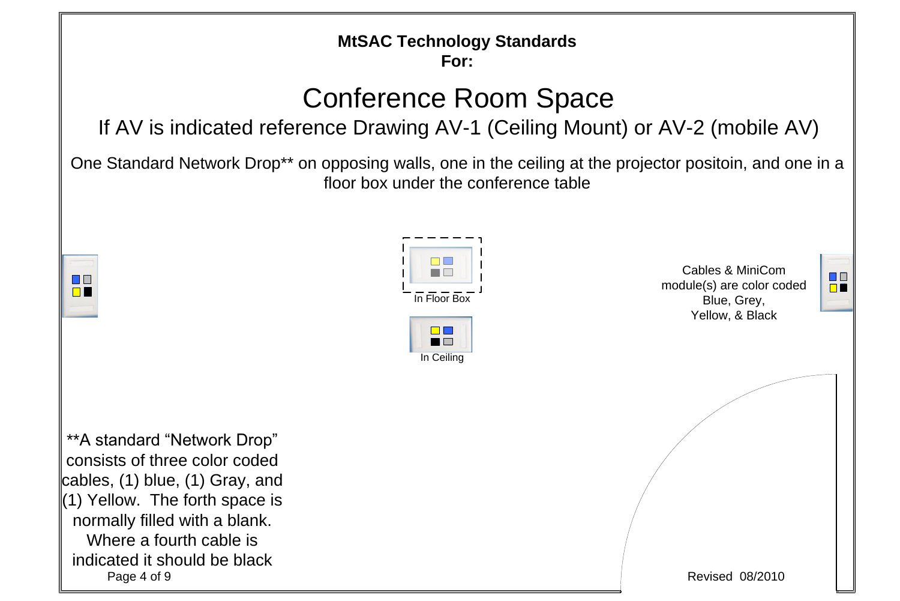**MtSAC Technology Standards**
**For:**

# Conference Room Space

## If AV is indicated reference Drawing AV-1 (Ceiling Mount) or AV-2 (mobile AV)

One Standard Network Drop** on opposing walls, one in the ceiling at the projector positoin, and one in a floor box under the conference table

In Floor Box

In Ceiling

Cables & MiniCom module(s) are color coded Blue, Grey, Yellow, & Black

**A standard “Network Drop” consists of three color coded cables, (1) blue, (1) Gray, and (1) Yellow. The forth space is normally filled with a blank. Where a fourth cable is indicated it should be black

Revised 08/2010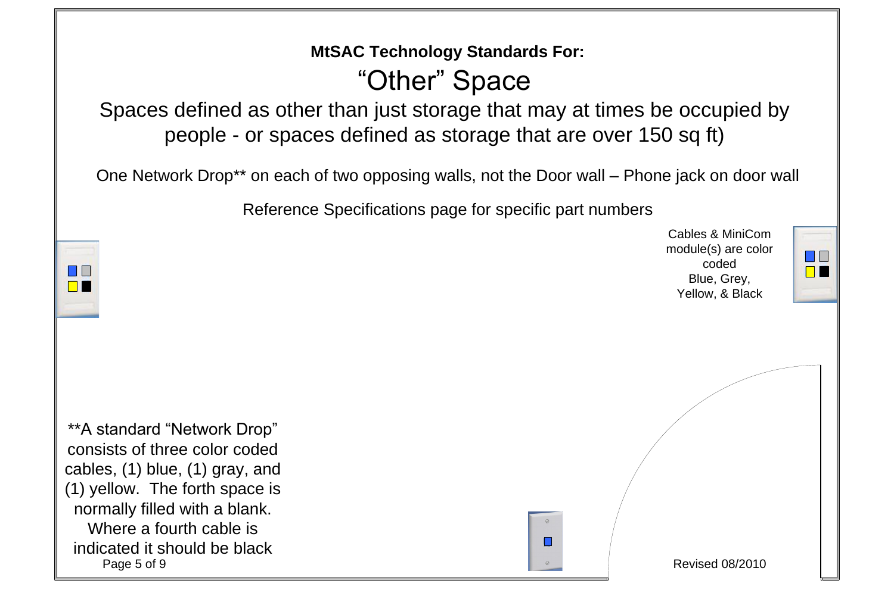**MtSAC Technology Standards For:**

# "Other" Space

## Spaces defined as other than just storage that may at times be occupied by people - or spaces defined as storage that are over 150 sq ft)

One Network Drop** on each of two opposing walls, not the Door wall – Phone jack on door wall

Reference Specifications page for specific part numbers

Cables & MiniCom module(s) are color coded Blue, Grey, Yellow, & Black

**A standard "Network Drop" consists of three color coded cables, (1) blue, (1) gray, and (1) yellow. The forth space is normally filled with a blank. Where a fourth cable is indicated it should be black

Revised 08/2010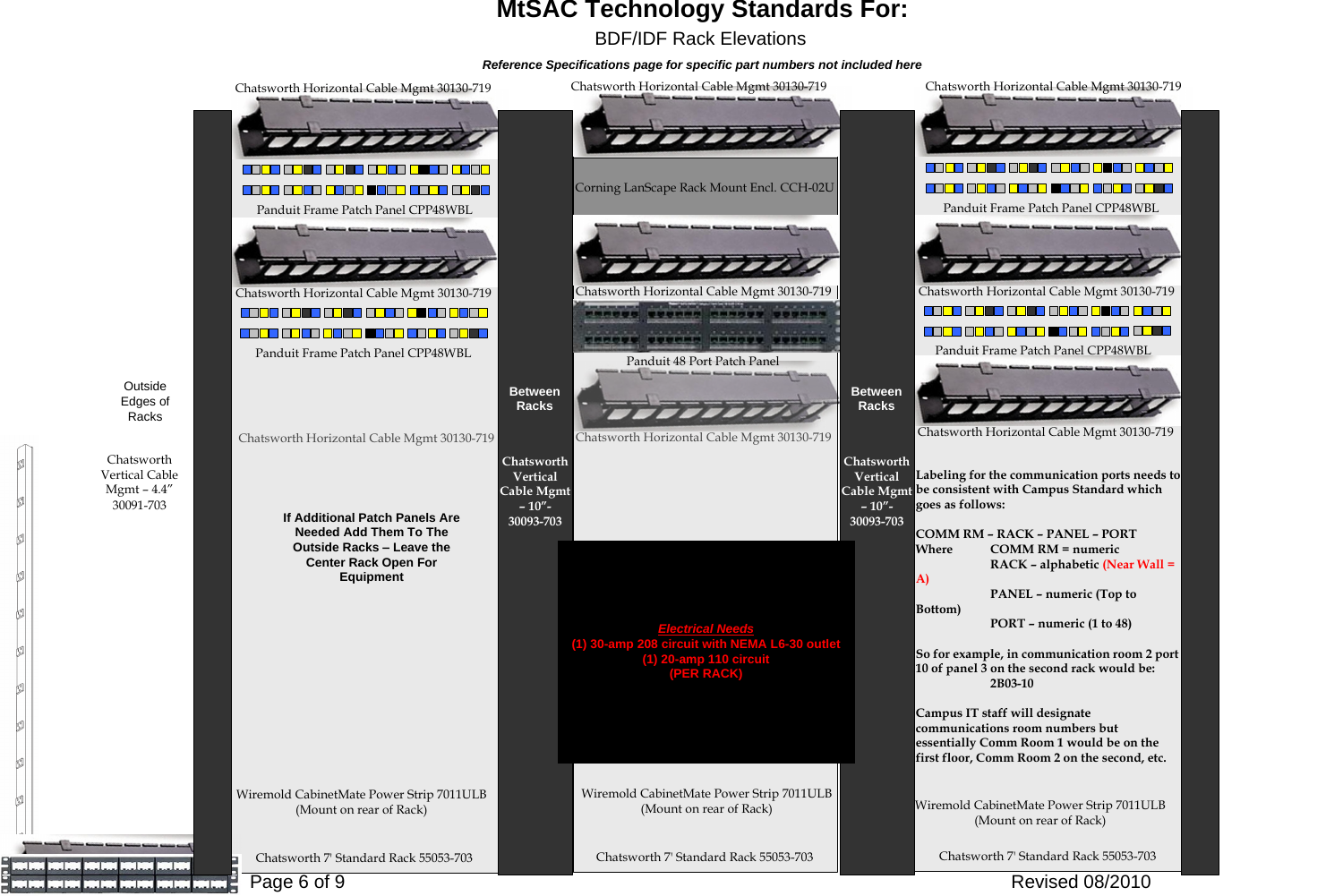# MtSAC Technology Standards For:

## BDF/IDF Rack Elevations

***Reference Specifications page for specific part numbers not included here***

**Rack 1 (left)**

Chatsworth Horizontal Cable Mgmt 30130-719

Panduit Frame Patch Panel CPP48WBL

Chatsworth Horizontal Cable Mgmt 30130-719

Panduit Frame Patch Panel CPP48WBL

Chatsworth Horizontal Cable Mgmt 30130-719

**If Additional Patch Panels Are Needed Add Them To The Outside Racks – Leave the Center Rack Open For Equipment**

Wiremold CabinetMate Power Strip 7011ULB (Mount on rear of Rack)

Chatsworth 7' Standard Rack 55053-703

**Rack 2 (center)**

Chatsworth Horizontal Cable Mgmt 30130-719

Corning LanScape Rack Mount Encl. CCH-02U

Chatsworth Horizontal Cable Mgmt 30130-719

Panduit 48 Port Patch Panel

Chatsworth Horizontal Cable Mgmt 30130-719

***Electrical Needs***

**(1) 30-amp 208 circuit with NEMA L6-30 outlet**

**(1) 20-amp 110 circuit**

**(PER RACK)**

Wiremold CabinetMate Power Strip 7011ULB (Mount on rear of Rack)

Chatsworth 7' Standard Rack 55053-703

**Rack 3 (right)**

Chatsworth Horizontal Cable Mgmt 30130-719

Panduit Frame Patch Panel CPP48WBL

Chatsworth Horizontal Cable Mgmt 30130-719

Panduit Frame Patch Panel CPP48WBL

Chatsworth Horizontal Cable Mgmt 30130-719

**Labeling for the communication ports needs to be consistent with Campus Standard which goes as follows:**

**COMM RM – RACK – PANEL – PORT**

**Where**
- **COMM RM = numeric**
- **RACK – alphabetic (Near Wall = A)**
- **PANEL – numeric (Top to Bottom)**
- **PORT – numeric (1 to 48)**

**So for example, in communication room 2 port 10 of panel 3 on the second rack would be:**
**2B03-10**

**Campus IT staff will designate communications room numbers but essentially Comm Room 1 would be on the first floor, Comm Room 2 on the second, etc.**

Wiremold CabinetMate Power Strip 7011ULB (Mount on rear of Rack)

Chatsworth 7' Standard Rack 55053-703

**Between Racks**

**Chatsworth Vertical Cable Mgmt – 10"- 30093-703**

**Outside Edges of Racks**

Chatsworth Vertical Cable Mgmt – 4.4" 30091-703

Revised 08/2010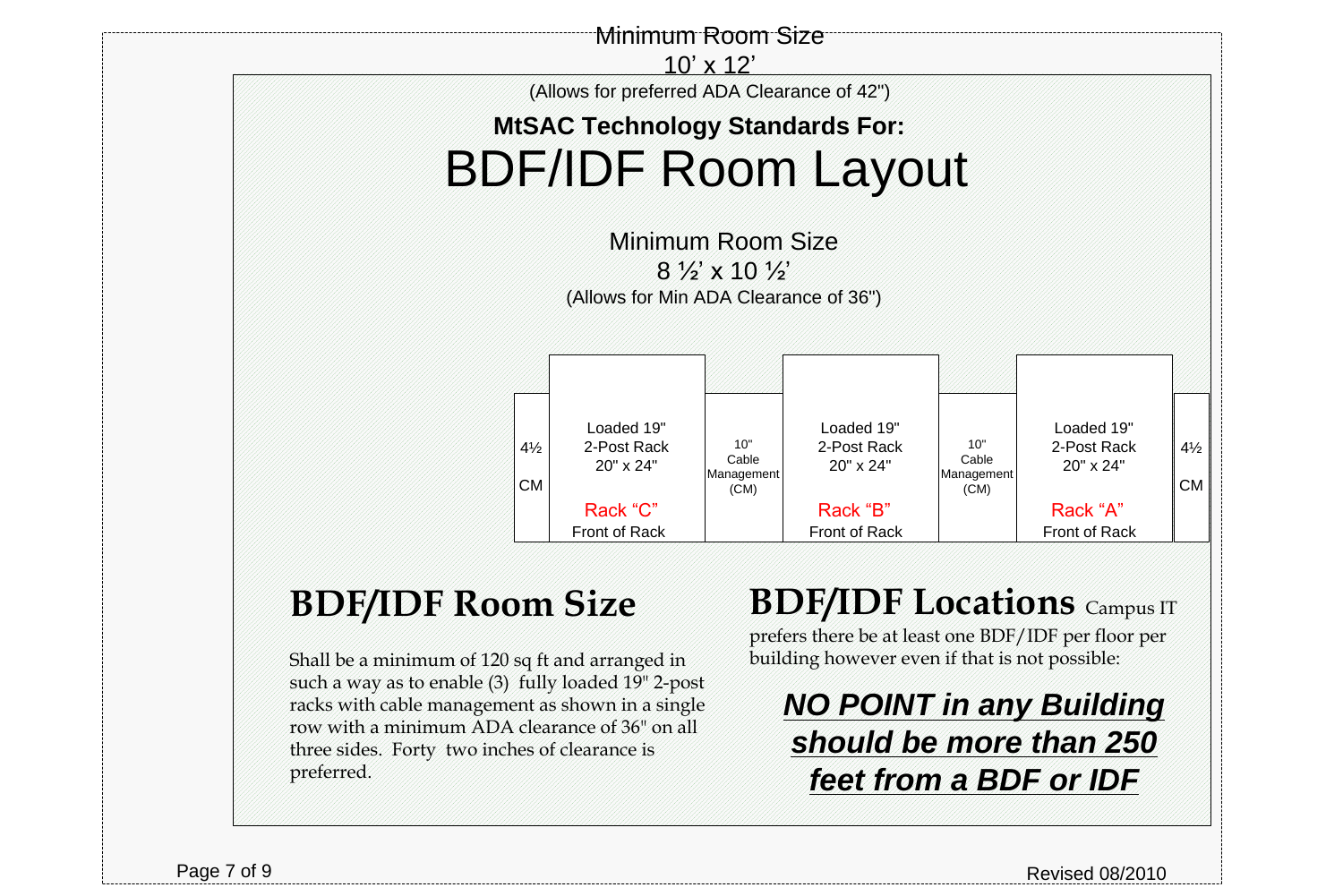Minimum Room Size

10' x 12'

(Allows for preferred ADA Clearance of 42")

**MtSAC Technology Standards For:**

# BDF/IDF Room Layout

Minimum Room Size

8 ½' x 10 ½'

(Allows for Min ADA Clearance of 36")

| 4½ CM | Loaded 19" 2-Post Rack 20" x 24" Rack "C" Front of Rack | 10" Cable Management (CM) | Loaded 19" 2-Post Rack 20" x 24" Rack "B" Front of Rack | 10" Cable Management (CM) | Loaded 19" 2-Post Rack 20" x 24" Rack "A" Front of Rack | 4½ CM |
|---|---|---|---|---|---|---|

## BDF/IDF Room Size

Shall be a minimum of 120 sq ft and arranged in such a way as to enable (3) fully loaded 19" 2-post racks with cable management as shown in a single row with a minimum ADA clearance of 36" on all three sides. Forty two inches of clearance is preferred.

## BDF/IDF Locations

Campus IT prefers there be at least one BDF/IDF per floor per building however even if that is not possible:

***NO POINT in any Building should be more than 250 feet from a BDF or IDF***

Revised 08/2010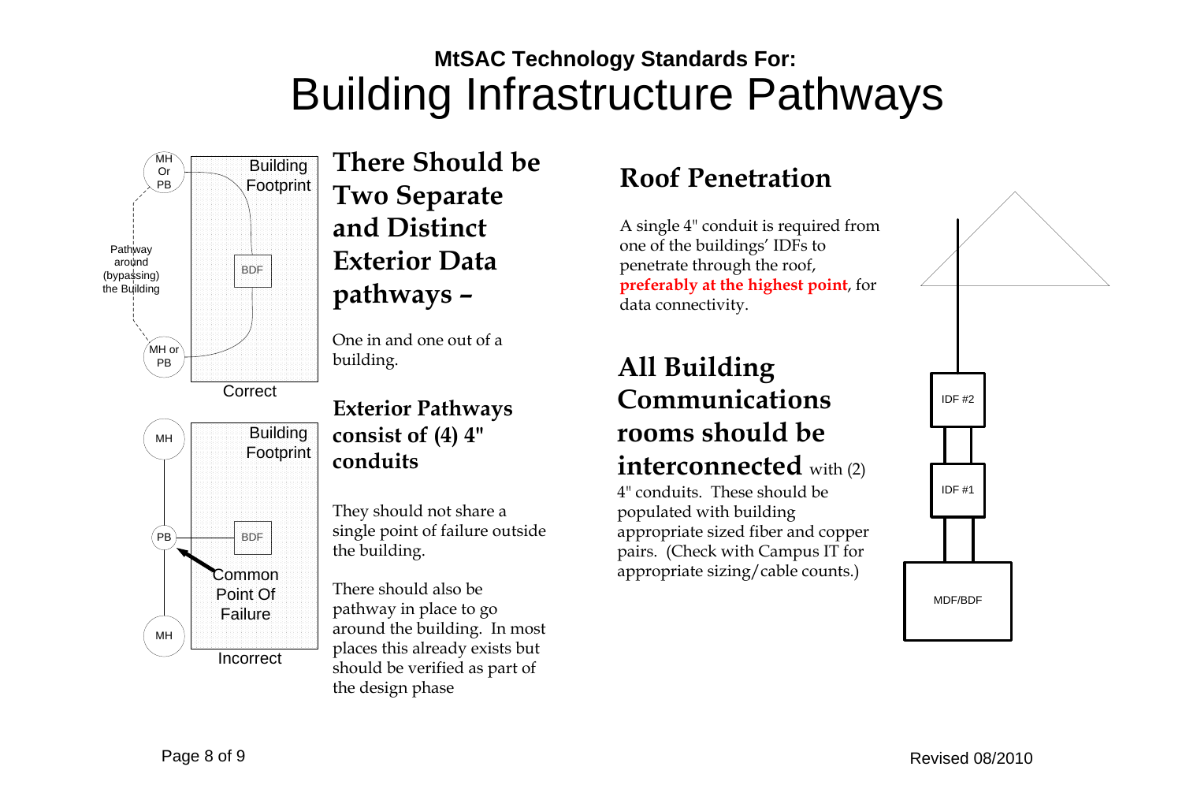**MtSAC Technology Standards For:**

# Building Infrastructure Pathways

MH Or PB

Building Footprint

Pathway around (bypassing) the Building

BDF

MH or PB

Correct

MH

Building Footprint

PB

BDF

Common Point Of Failure

MH

Incorrect

## There Should be Two Separate and Distinct Exterior Data pathways –

One in and one out of a building.

### Exterior Pathways consist of (4) 4" conduits

They should not share a single point of failure outside the building.

There should also be pathway in place to go around the building. In most places this already exists but should be verified as part of the design phase

## Roof Penetration

A single 4" conduit is required from one of the buildings' IDFs to penetrate through the roof, **preferably at the highest point**, for data connectivity.

## All Building Communications rooms should be interconnected

with (2) 4" conduits. These should be populated with building appropriate sized fiber and copper pairs. (Check with Campus IT for appropriate sizing/cable counts.)

IDF #2

IDF #1

MDF/BDF

Revised 08/2010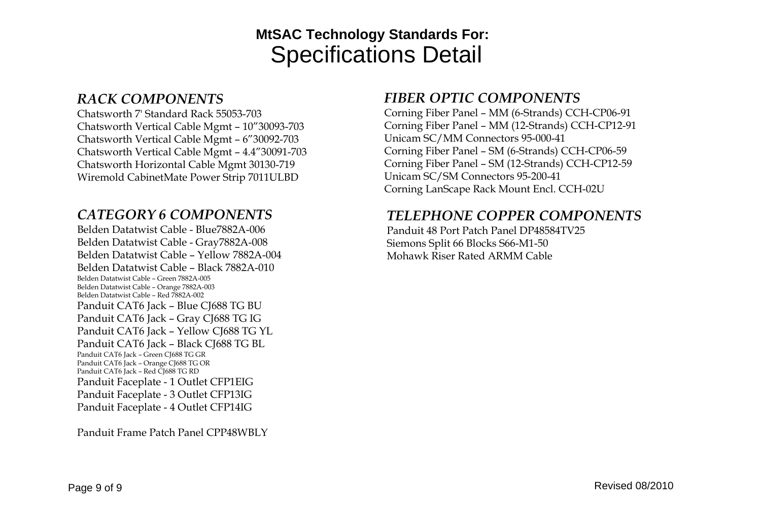**MtSAC Technology Standards For:**

# Specifications Detail

## *RACK COMPONENTS*

Chatsworth 7' Standard Rack 55053-703
Chatsworth Vertical Cable Mgmt – 10"30093-703
Chatsworth Vertical Cable Mgmt – 6"30092-703
Chatsworth Vertical Cable Mgmt – 4.4"30091-703
Chatsworth Horizontal Cable Mgmt 30130-719
Wiremold CabinetMate Power Strip 7011ULBD

## *CATEGORY 6 COMPONENTS*

Belden Datatwist Cable - Blue7882A-006
Belden Datatwist Cable - Gray7882A-008
Belden Datatwist Cable – Yellow 7882A-004
Belden Datatwist Cable – Black 7882A-010
Belden Datatwist Cable – Green 7882A-005
Belden Datatwist Cable – Orange 7882A-003
Belden Datatwist Cable – Red 7882A-002
Panduit CAT6 Jack – Blue CJ688 TG BU
Panduit CAT6 Jack – Gray CJ688 TG IG
Panduit CAT6 Jack – Yellow CJ688 TG YL
Panduit CAT6 Jack – Black CJ688 TG BL
Panduit CAT6 Jack – Green CJ688 TG GR
Panduit CAT6 Jack – Orange CJ688 TG OR
Panduit CAT6 Jack – Red CJ688 TG RD
Panduit Faceplate - 1 Outlet CFP1EIG
Panduit Faceplate - 3 Outlet CFP13IG
Panduit Faceplate - 4 Outlet CFP14IG

Panduit Frame Patch Panel CPP48WBLY

## *FIBER OPTIC COMPONENTS*

Corning Fiber Panel – MM (6-Strands) CCH-CP06-91
Corning Fiber Panel – MM (12-Strands) CCH-CP12-91
Unicam SC/MM Connectors 95-000-41
Corning Fiber Panel – SM (6-Strands) CCH-CP06-59
Corning Fiber Panel – SM (12-Strands) CCH-CP12-59
Unicam SC/SM Connectors 95-200-41
Corning LanScape Rack Mount Encl. CCH-02U

## *TELEPHONE COPPER COMPONENTS*

Panduit 48 Port Patch Panel DP48584TV25
Siemons Split 66 Blocks S66-M1-50
Mohawk Riser Rated ARMM Cable

Revised 08/2010